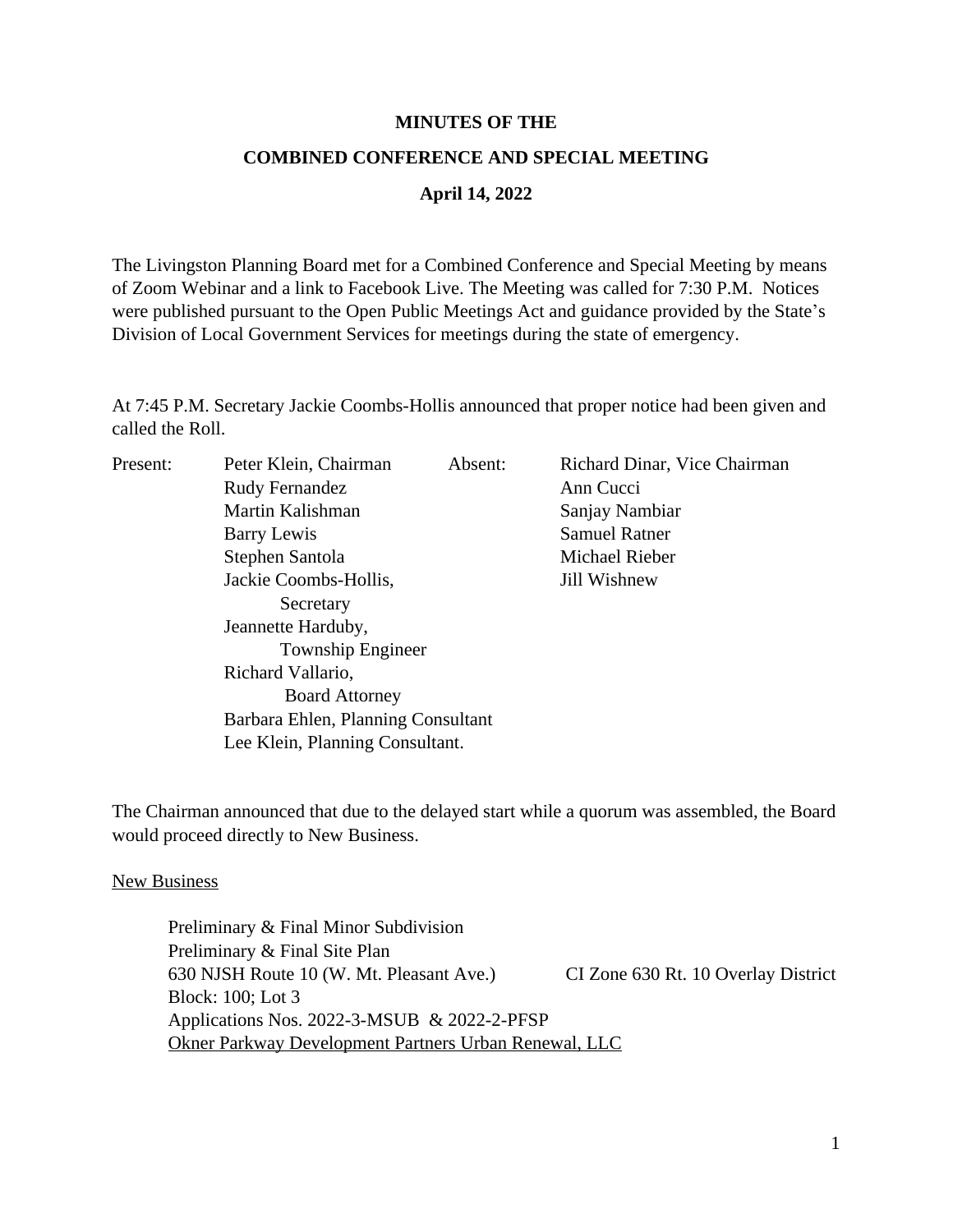**MINUTES OF THE**

**COMBINED CONFERENCE AND SPECIAL MEETING**

**April 14, 2022**

The Livingston Planning Board met for a Combined Conference and Special Meeting by means of Zoom Webinar and a link to Facebook Live. The Meeting was called for 7:30 P.M. Notices were published pursuant to the Open Public Meetings Act and guidance provided by the State's Division of Local Government Services for meetings during the state of emergency.

At 7:45 P.M. Secretary Jackie Coombs-Hollis announced that proper notice had been given and called the Roll.

| | | | |
|---|---|---|---|
| Present: | Peter Klein, Chairman | Absent: | Richard Dinar, Vice Chairman |
| | Rudy Fernandez | | Ann Cucci |
| | Martin Kalishman | | Sanjay Nambiar |
| | Barry Lewis | | Samuel Ratner |
| | Stephen Santola | | Michael Rieber |
| | Jackie Coombs-Hollis, Secretary | | Jill Wishnew |
| | Jeannette Harduby, Township Engineer | | |
| | Richard Vallario, Board Attorney | | |
| | Barbara Ehlen, Planning Consultant | | |
| | Lee Klein, Planning Consultant. | | |

The Chairman announced that due to the delayed start while a quorum was assembled, the Board would proceed directly to New Business.

New Business

Preliminary & Final Minor Subdivision
Preliminary & Final Site Plan
630 NJSH Route 10 (W. Mt. Pleasant Ave.) CI Zone 630 Rt. 10 Overlay District
Block: 100; Lot 3
Applications Nos. 2022-3-MSUB & 2022-2-PFSP
Okner Parkway Development Partners Urban Renewal, LLC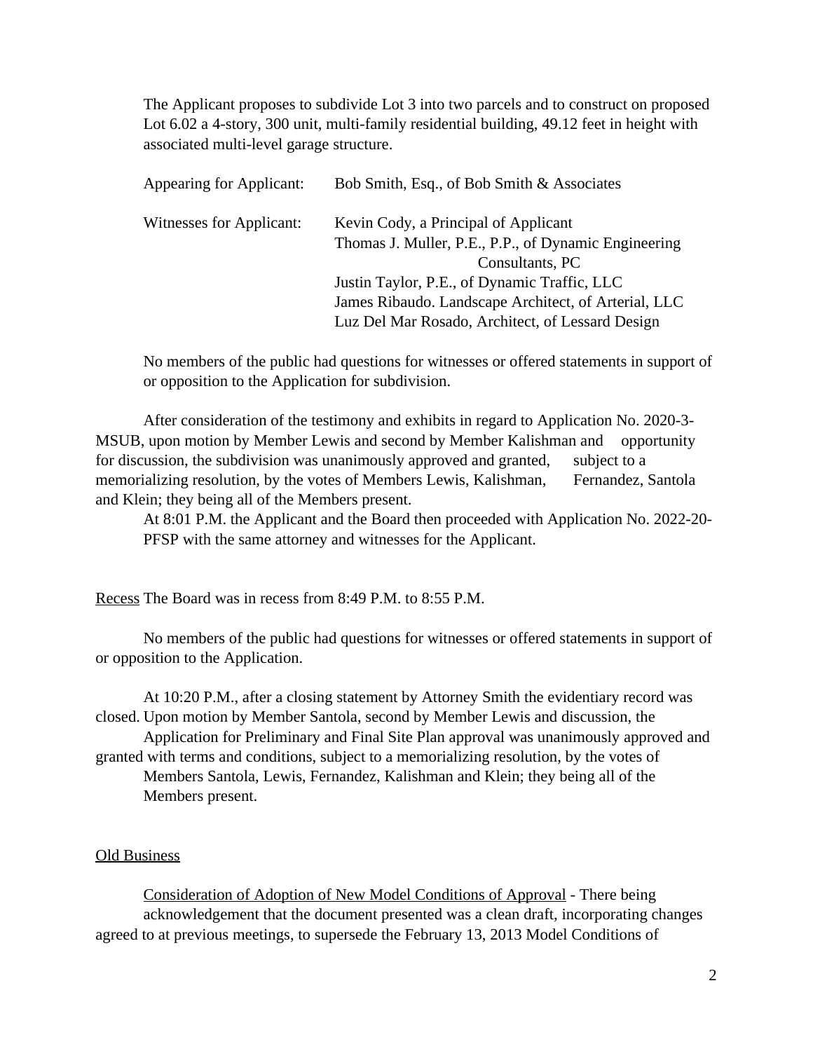The Applicant proposes to subdivide Lot 3 into two parcels and to construct on proposed Lot 6.02 a 4-story, 300 unit, multi-family residential building, 49.12 feet in height with associated multi-level garage structure.

| | |
|---|---|
| Appearing for Applicant: | Bob Smith, Esq., of Bob Smith & Associates |
| Witnesses for Applicant: | Kevin Cody, a Principal of Applicant<br>Thomas J. Muller, P.E., P.P., of Dynamic Engineering Consultants, PC<br>Justin Taylor, P.E., of Dynamic Traffic, LLC<br>James Ribaudo. Landscape Architect, of Arterial, LLC<br>Luz Del Mar Rosado, Architect, of Lessard Design |

No members of the public had questions for witnesses or offered statements in support of or opposition to the Application for subdivision.

After consideration of the testimony and exhibits in regard to Application No. 2020-3-MSUB, upon motion by Member Lewis and second by Member Kalishman and opportunity for discussion, the subdivision was unanimously approved and granted, subject to a memorializing resolution, by the votes of Members Lewis, Kalishman, Fernandez, Santola and Klein; they being all of the Members present.

At 8:01 P.M. the Applicant and the Board then proceeded with Application No. 2022-20-PFSP with the same attorney and witnesses for the Applicant.

Recess The Board was in recess from 8:49 P.M. to 8:55 P.M.

No members of the public had questions for witnesses or offered statements in support of or opposition to the Application.

At 10:20 P.M., after a closing statement by Attorney Smith the evidentiary record was closed. Upon motion by Member Santola, second by Member Lewis and discussion, the Application for Preliminary and Final Site Plan approval was unanimously approved and granted with terms and conditions, subject to a memorializing resolution, by the votes of Members Santola, Lewis, Fernandez, Kalishman and Klein; they being all of the Members present.

Old Business

Consideration of Adoption of New Model Conditions of Approval - There being acknowledgement that the document presented was a clean draft, incorporating changes agreed to at previous meetings, to supersede the February 13, 2013 Model Conditions of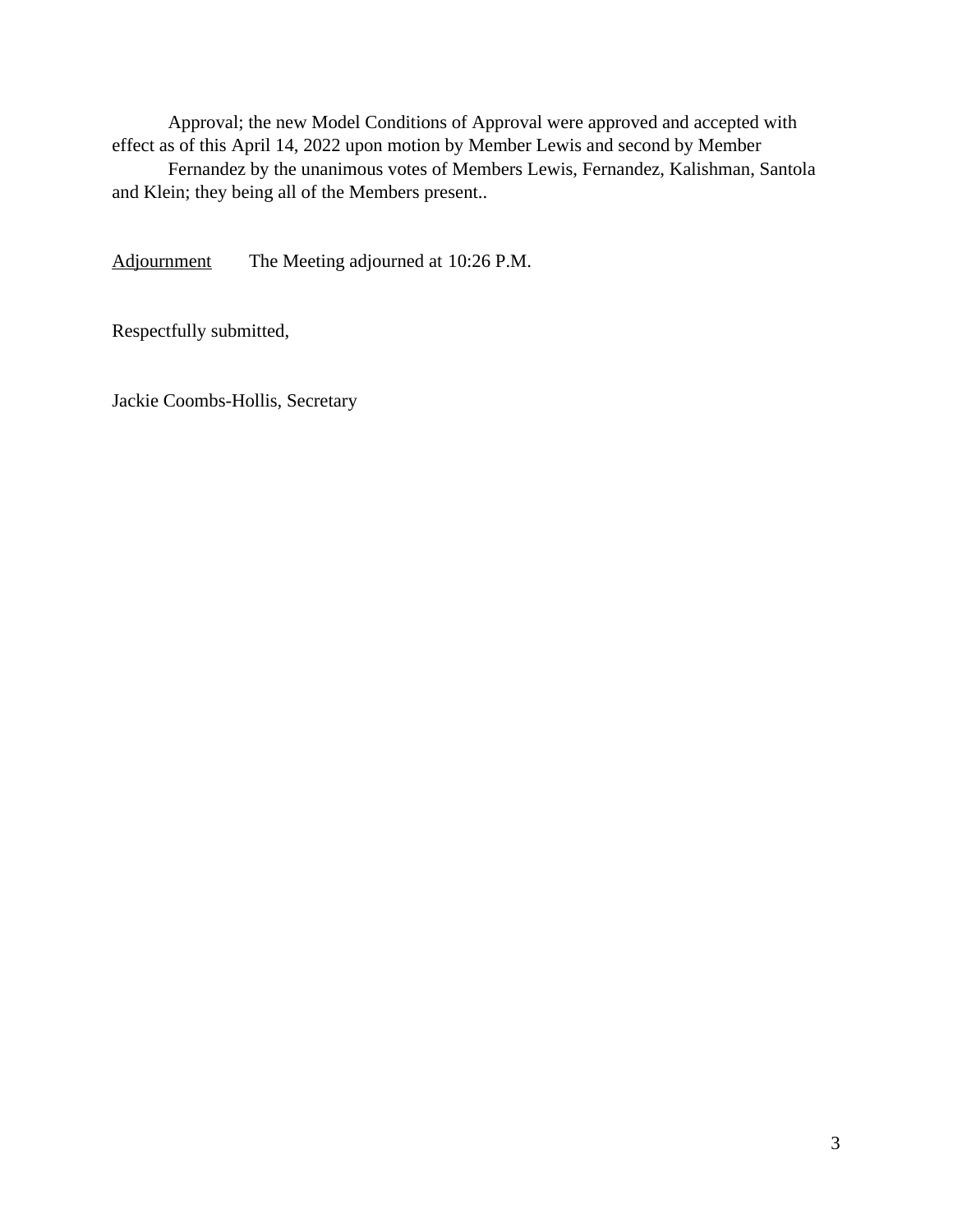Approval; the new Model Conditions of Approval were approved and accepted with effect as of this April 14, 2022 upon motion by Member Lewis and second by Member Fernandez by the unanimous votes of Members Lewis, Fernandez, Kalishman, Santola and Klein; they being all of the Members present..

Adjournment The Meeting adjourned at 10:26 P.M.

Respectfully submitted,

Jackie Coombs-Hollis, Secretary